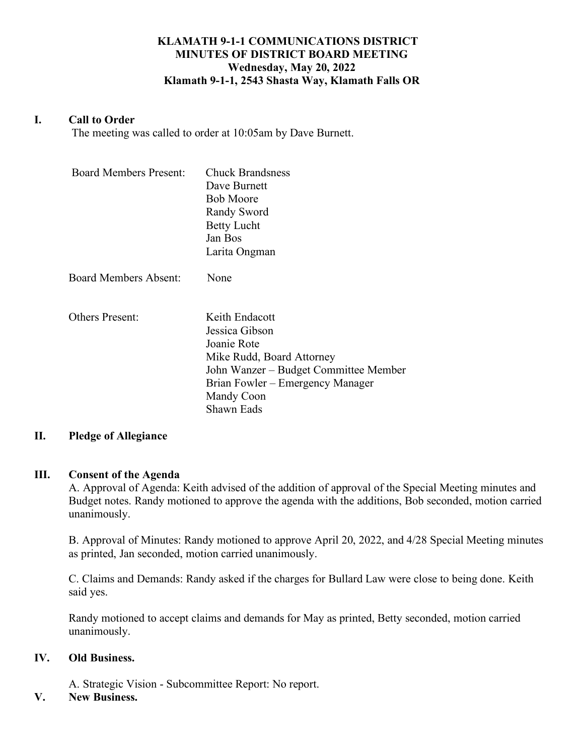# KLAMATH 9-1-1 COMMUNICATIONS DISTRICT
## MINUTES OF DISTRICT BOARD MEETING
### Wednesday, May 20, 2022
### Klamath 9-1-1, 2543 Shasta Way, Klamath Falls OR

## I. Call to Order

The meeting was called to order at 10:05am by Dave Burnett.

Board Members Present:
- Chuck Brandsness
- Dave Burnett
- Bob Moore
- Randy Sword
- Betty Lucht
- Jan Bos
- Larita Ongman

Board Members Absent: None

Others Present:
- Keith Endacott
- Jessica Gibson
- Joanie Rote
- Mike Rudd, Board Attorney
- John Wanzer – Budget Committee Member
- Brian Fowler – Emergency Manager
- Mandy Coon
- Shawn Eads

## II. Pledge of Allegiance

## III. Consent of the Agenda

A. Approval of Agenda: Keith advised of the addition of approval of the Special Meeting minutes and Budget notes. Randy motioned to approve the agenda with the additions, Bob seconded, motion carried unanimously.

B. Approval of Minutes: Randy motioned to approve April 20, 2022, and 4/28 Special Meeting minutes as printed, Jan seconded, motion carried unanimously.

C. Claims and Demands: Randy asked if the charges for Bullard Law were close to being done. Keith said yes.

Randy motioned to accept claims and demands for May as printed, Betty seconded, motion carried unanimously.

## IV. Old Business.

A. Strategic Vision - Subcommittee Report: No report.

## V. New Business.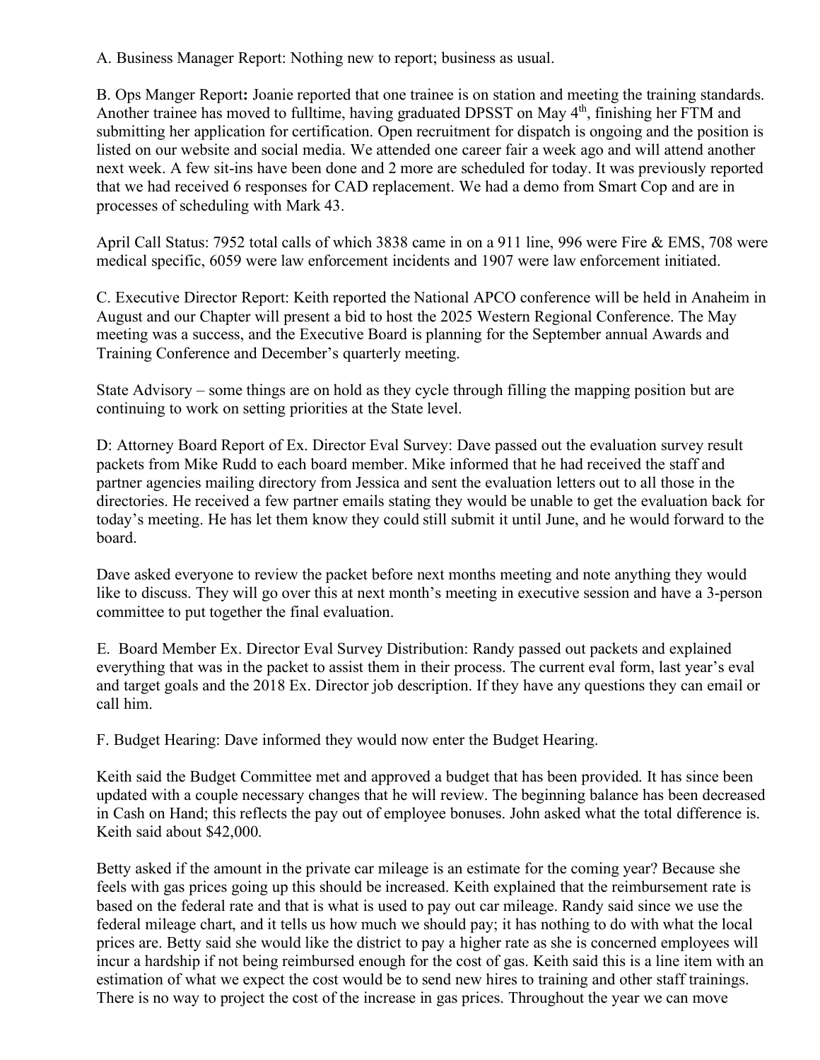A. Business Manager Report: Nothing new to report; business as usual.

B. Ops Manger Report**:** Joanie reported that one trainee is on station and meeting the training standards. Another trainee has moved to fulltime, having graduated DPSST on May 4th, finishing her FTM and submitting her application for certification. Open recruitment for dispatch is ongoing and the position is listed on our website and social media. We attended one career fair a week ago and will attend another next week. A few sit-ins have been done and 2 more are scheduled for today. It was previously reported that we had received 6 responses for CAD replacement. We had a demo from Smart Cop and are in processes of scheduling with Mark 43.

April Call Status: 7952 total calls of which 3838 came in on a 911 line, 996 were Fire & EMS, 708 were medical specific, 6059 were law enforcement incidents and 1907 were law enforcement initiated.

C. Executive Director Report: Keith reported the National APCO conference will be held in Anaheim in August and our Chapter will present a bid to host the 2025 Western Regional Conference. The May meeting was a success, and the Executive Board is planning for the September annual Awards and Training Conference and December's quarterly meeting.

State Advisory – some things are on hold as they cycle through filling the mapping position but are continuing to work on setting priorities at the State level.

D: Attorney Board Report of Ex. Director Eval Survey: Dave passed out the evaluation survey result packets from Mike Rudd to each board member. Mike informed that he had received the staff and partner agencies mailing directory from Jessica and sent the evaluation letters out to all those in the directories. He received a few partner emails stating they would be unable to get the evaluation back for today's meeting. He has let them know they could still submit it until June, and he would forward to the board.

Dave asked everyone to review the packet before next months meeting and note anything they would like to discuss. They will go over this at next month's meeting in executive session and have a 3-person committee to put together the final evaluation.

E. Board Member Ex. Director Eval Survey Distribution: Randy passed out packets and explained everything that was in the packet to assist them in their process. The current eval form, last year's eval and target goals and the 2018 Ex. Director job description. If they have any questions they can email or call him.

F. Budget Hearing: Dave informed they would now enter the Budget Hearing.

Keith said the Budget Committee met and approved a budget that has been provided. It has since been updated with a couple necessary changes that he will review. The beginning balance has been decreased in Cash on Hand; this reflects the pay out of employee bonuses. John asked what the total difference is. Keith said about $42,000.

Betty asked if the amount in the private car mileage is an estimate for the coming year? Because she feels with gas prices going up this should be increased. Keith explained that the reimbursement rate is based on the federal rate and that is what is used to pay out car mileage. Randy said since we use the federal mileage chart, and it tells us how much we should pay; it has nothing to do with what the local prices are. Betty said she would like the district to pay a higher rate as she is concerned employees will incur a hardship if not being reimbursed enough for the cost of gas. Keith said this is a line item with an estimation of what we expect the cost would be to send new hires to training and other staff trainings. There is no way to project the cost of the increase in gas prices. Throughout the year we can move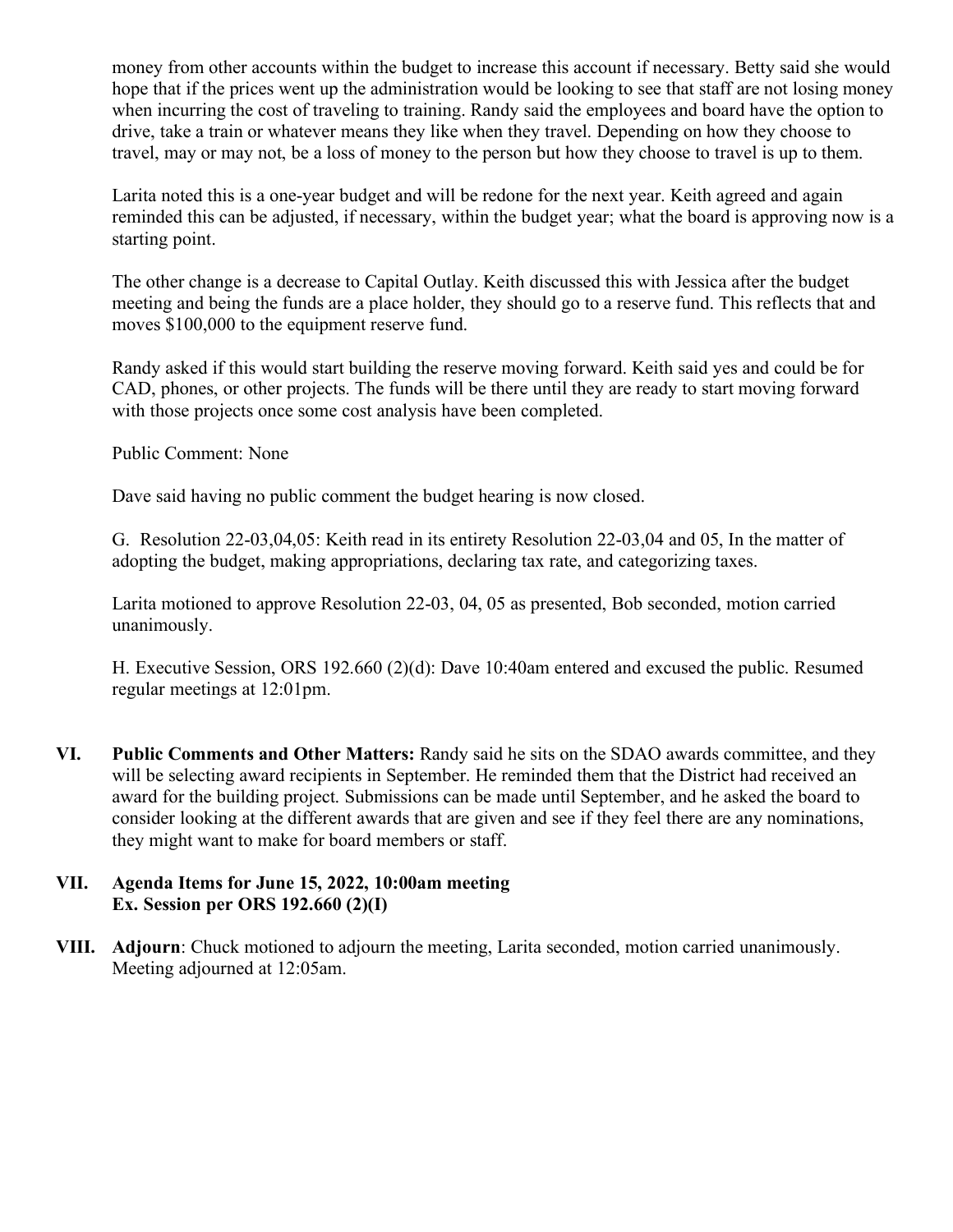money from other accounts within the budget to increase this account if necessary. Betty said she would hope that if the prices went up the administration would be looking to see that staff are not losing money when incurring the cost of traveling to training. Randy said the employees and board have the option to drive, take a train or whatever means they like when they travel. Depending on how they choose to travel, may or may not, be a loss of money to the person but how they choose to travel is up to them.

Larita noted this is a one-year budget and will be redone for the next year. Keith agreed and again reminded this can be adjusted, if necessary, within the budget year; what the board is approving now is a starting point.

The other change is a decrease to Capital Outlay. Keith discussed this with Jessica after the budget meeting and being the funds are a place holder, they should go to a reserve fund. This reflects that and moves $100,000 to the equipment reserve fund.

Randy asked if this would start building the reserve moving forward. Keith said yes and could be for CAD, phones, or other projects. The funds will be there until they are ready to start moving forward with those projects once some cost analysis have been completed.

Public Comment: None

Dave said having no public comment the budget hearing is now closed.

G. Resolution 22-03,04,05: Keith read in its entirety Resolution 22-03,04 and 05, In the matter of adopting the budget, making appropriations, declaring tax rate, and categorizing taxes.

Larita motioned to approve Resolution 22-03, 04, 05 as presented, Bob seconded, motion carried unanimously.

H. Executive Session, ORS 192.660 (2)(d): Dave 10:40am entered and excused the public. Resumed regular meetings at 12:01pm.

**VI. Public Comments and Other Matters:** Randy said he sits on the SDAO awards committee, and they will be selecting award recipients in September. He reminded them that the District had received an award for the building project. Submissions can be made until September, and he asked the board to consider looking at the different awards that are given and see if they feel there are any nominations, they might want to make for board members or staff.

**VII. Agenda Items for June 15, 2022, 10:00am meeting**
**Ex. Session per ORS 192.660 (2)(I)**

**VIII. Adjourn**: Chuck motioned to adjourn the meeting, Larita seconded, motion carried unanimously. Meeting adjourned at 12:05am.